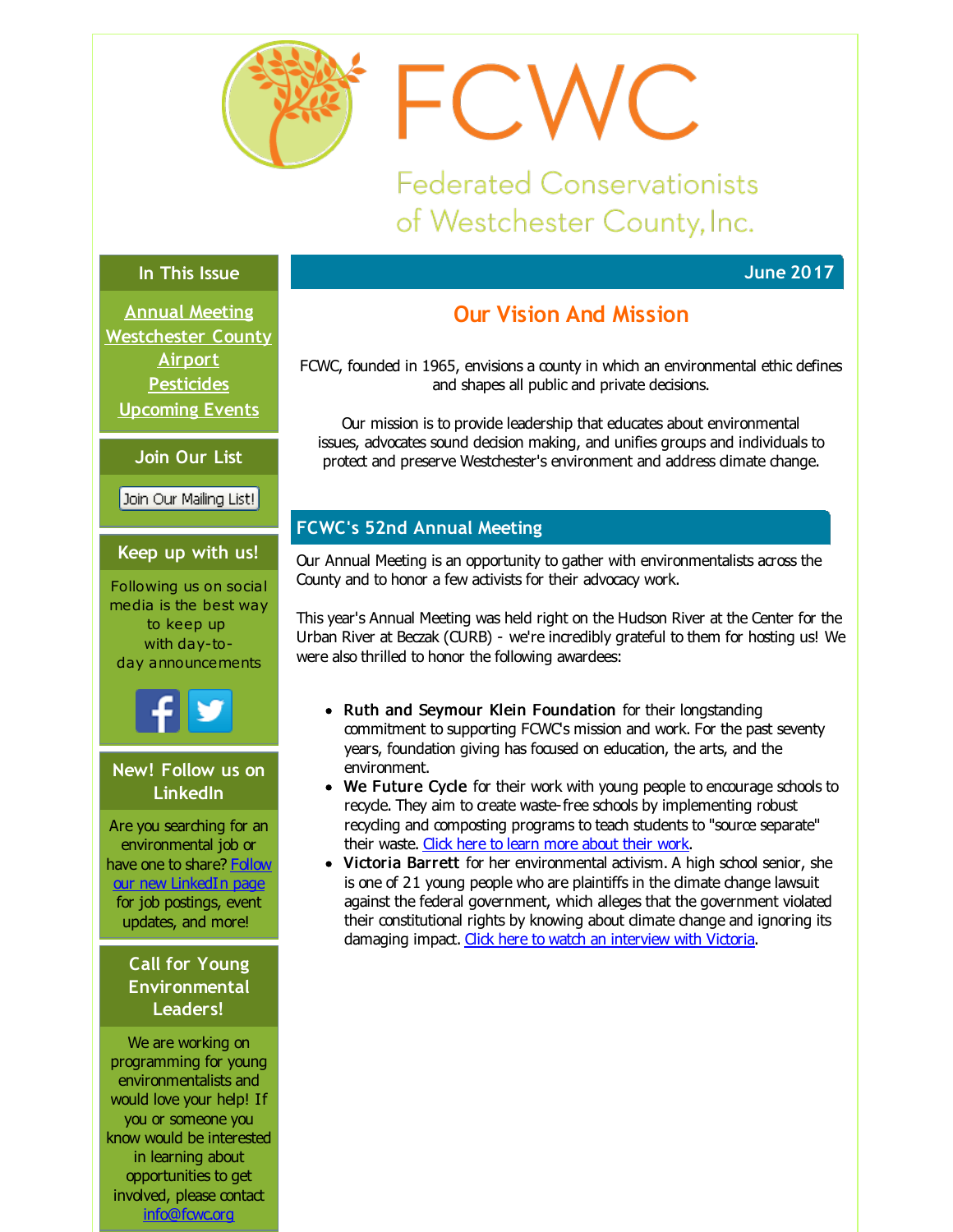# FCWC

Federated Conservationists of Westchester County, Inc.

## In This Issue

Annual Meeting
Westchester County Airport
Pesticides
Upcoming Events

## Join Our List

Join Our Mailing List!

## Keep up with us!

Following us on social media is the best way to keep up with day-to-day announcements

## New! Follow us on LinkedIn

Are you searching for an environmental job or have one to share? Follow our new LinkedIn page for job postings, event updates, and more!

## Call for Young Environmental Leaders!

We are working on programming for young environmentalists and would love your help! If you or someone you know would be interested in learning about opportunities to get involved, please contact info@fcwc.org

June 2017

## Our Vision And Mission

FCWC, founded in 1965, envisions a county in which an environmental ethic defines and shapes all public and private decisions.

Our mission is to provide leadership that educates about environmental issues, advocates sound decision making, and unifies groups and individuals to protect and preserve Westchester's environment and address climate change.

## FCWC's 52nd Annual Meeting

Our Annual Meeting is an opportunity to gather with environmentalists across the County and to honor a few activists for their advocacy work.

This year's Annual Meeting was held right on the Hudson River at the Center for the Urban River at Beczak (CURB) - we're incredibly grateful to them for hosting us! We were also thrilled to honor the following awardees:

- **Ruth and Seymour Klein Foundation** for their longstanding commitment to supporting FCWC's mission and work. For the past seventy years, foundation giving has focused on education, the arts, and the environment.
- **We Future Cycle** for their work with young people to encourage schools to recycle. They aim to create waste-free schools by implementing robust recycling and composting programs to teach students to "source separate" their waste. Click here to learn more about their work.
- **Victoria Barrett** for her environmental activism. A high school senior, she is one of 21 young people who are plaintiffs in the climate change lawsuit against the federal government, which alleges that the government violated their constitutional rights by knowing about climate change and ignoring its damaging impact. Click here to watch an interview with Victoria.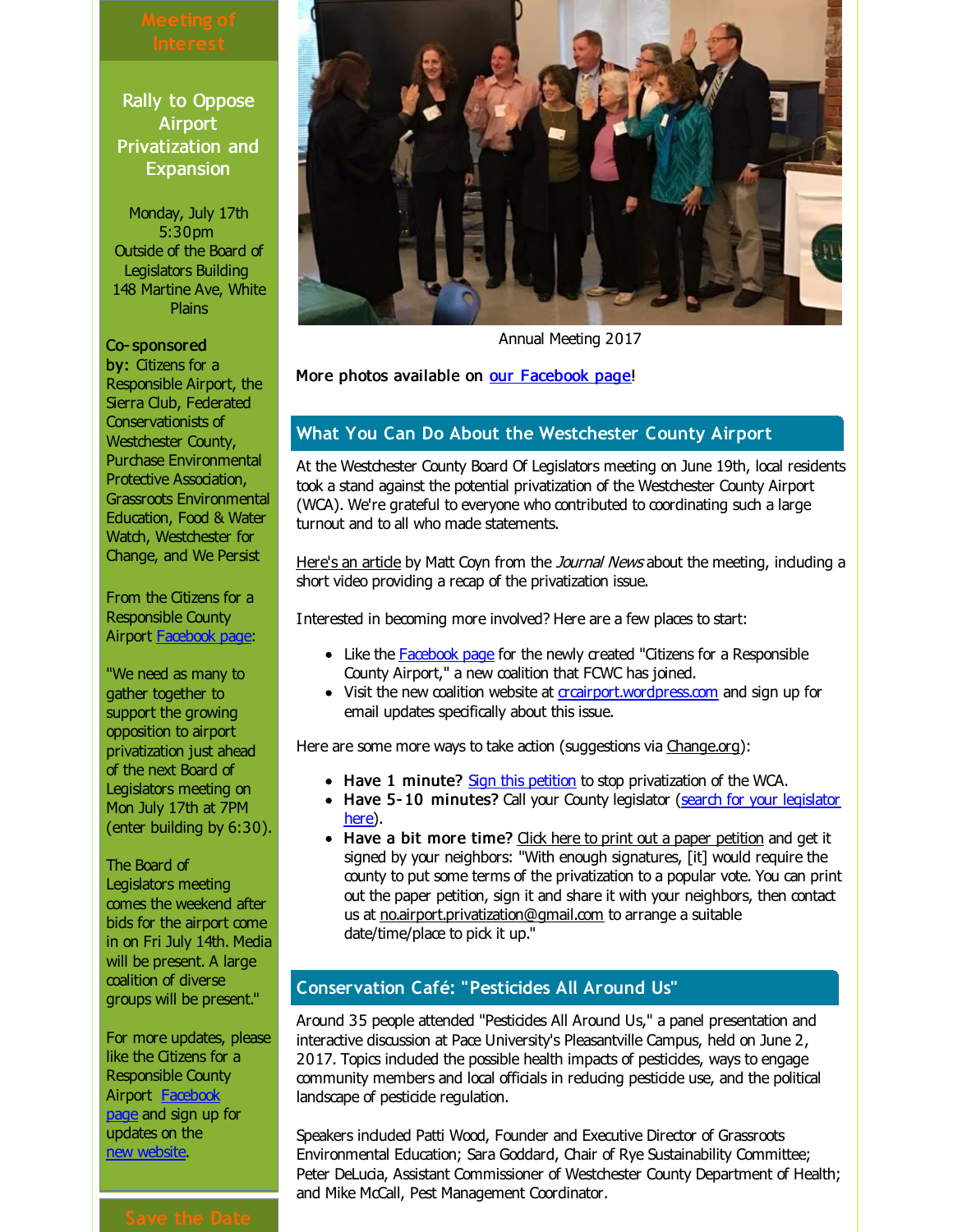## Meeting of Interest

### Rally to Oppose Airport Privatization and Expansion

Monday, July 17th
5:30pm
Outside of the Board of Legislators Building
148 Martine Ave, White Plains

**Co-sponsored by:** Citizens for a Responsible Airport, the Sierra Club, Federated Conservationists of Westchester County, Purchase Environmental Protective Association, Grassroots Environmental Education, Food & Water Watch, Westchester for Change, and We Persist

From the Citizens for a Responsible County Airport Facebook page:

"We need as many to gather together to support the growing opposition to airport privatization just ahead of the next Board of Legislators meeting on Mon July 17th at 7PM (enter building by 6:30).

The Board of Legislators meeting comes the weekend after bids for the airport come in on Fri July 14th. Media will be present. A large coalition of diverse groups will be present."

For more updates, please like the Citizens for a Responsible County Airport Facebook page and sign up for updates on the new website.

## Save the Date

Annual Meeting 2017

**More photos available on our Facebook page!**

## What You Can Do About the Westchester County Airport

At the Westchester County Board Of Legislators meeting on June 19th, local residents took a stand against the potential privatization of the Westchester County Airport (WCA). We're grateful to everyone who contributed to coordinating such a large turnout and to all who made statements.

Here's an article by Matt Coyn from the *Journal News* about the meeting, including a short video providing a recap of the privatization issue.

Interested in becoming more involved? Here are a few places to start:

- Like the Facebook page for the newly created "Citizens for a Responsible County Airport," a new coalition that FCWC has joined.
- Visit the new coalition website at crcairport.wordpress.com and sign up for email updates specifically about this issue.

Here are some more ways to take action (suggestions via Change.org):

- **Have 1 minute?** Sign this petition to stop privatization of the WCA.
- **Have 5-10 minutes?** Call your County legislator (search for your legislator here).
- **Have a bit more time?** Click here to print out a paper petition and get it signed by your neighbors: "With enough signatures, [it] would require the county to put some terms of the privatization to a popular vote. You can print out the paper petition, sign it and share it with your neighbors, then contact us at no.airport.privatization@gmail.com to arrange a suitable date/time/place to pick it up."

## Conservation Café: "Pesticides All Around Us"

Around 35 people attended "Pesticides All Around Us," a panel presentation and interactive discussion at Pace University's Pleasantville Campus, held on June 2, 2017. Topics included the possible health impacts of pesticides, ways to engage community members and local officials in reducing pesticide use, and the political landscape of pesticide regulation.

Speakers included Patti Wood, Founder and Executive Director of Grassroots Environmental Education; Sara Goddard, Chair of Rye Sustainability Committee; Peter DeLucia, Assistant Commissioner of Westchester County Department of Health; and Mike McCall, Pest Management Coordinator.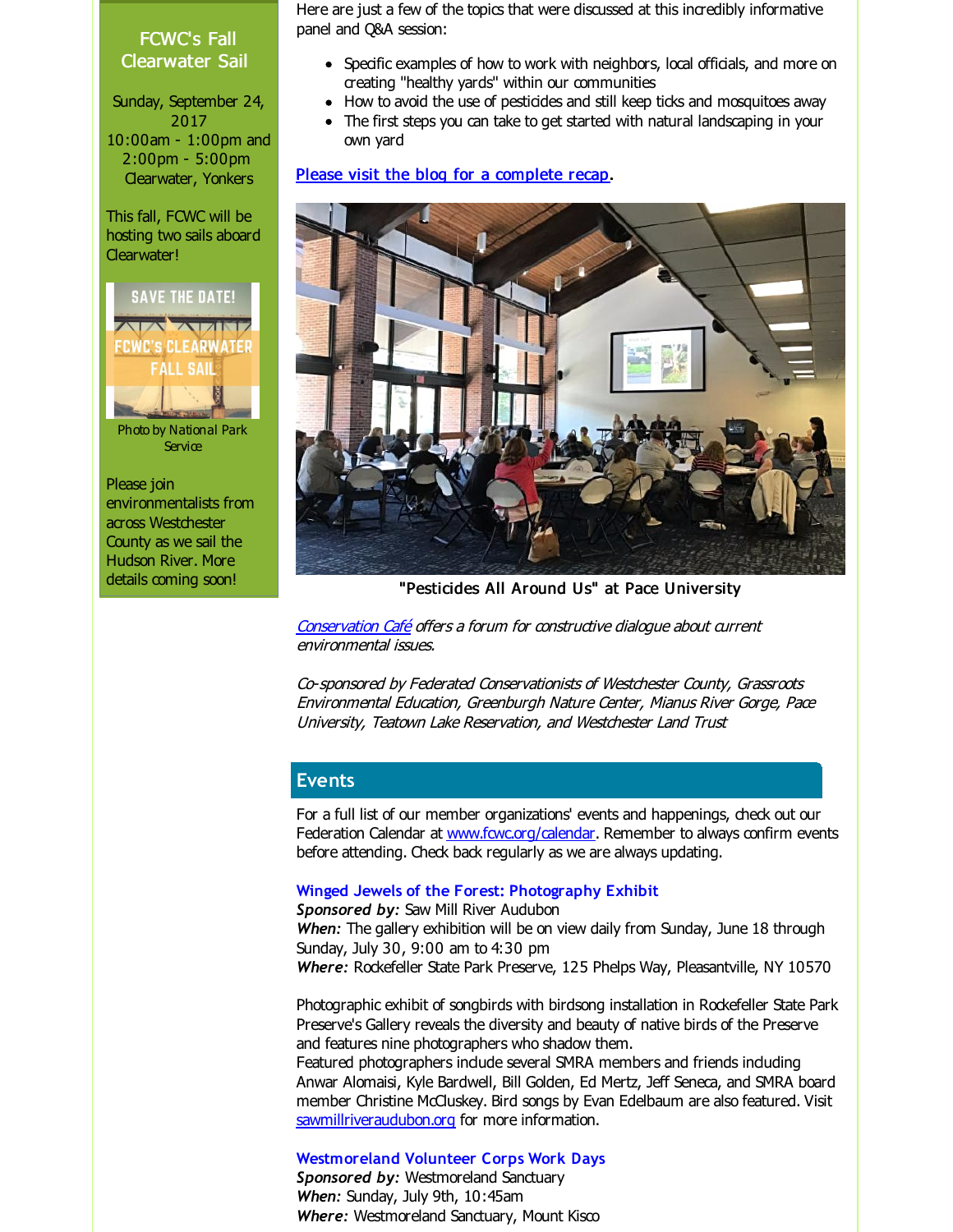## FCWC's Fall Clearwater Sail

Sunday, September 24, 2017
10:00am - 1:00pm and 2:00pm - 5:00pm
Clearwater, Yonkers

This fall, FCWC will be hosting two sails aboard Clearwater!

Photo by National Park Service

Please join environmentalists from across Westchester County as we sail the Hudson River. More details coming soon!

Here are just a few of the topics that were discussed at this incredibly informative panel and Q&A session:

- Specific examples of how to work with neighbors, local officials, and more on creating "healthy yards" within our communities
- How to avoid the use of pesticides and still keep ticks and mosquitoes away
- The first steps you can take to get started with natural landscaping in your own yard

[Please visit the blog for a complete recap](#).

"Pesticides All Around Us" at Pace University

*Conservation Café offers a forum for constructive dialogue about current environmental issues.*

*Co-sponsored by Federated Conservationists of Westchester County, Grassroots Environmental Education, Greenburgh Nature Center, Mianus River Gorge, Pace University, Teatown Lake Reservation, and Westchester Land Trust*

## Events

For a full list of our member organizations' events and happenings, check out our Federation Calendar at www.fcwc.org/calendar. Remember to always confirm events before attending. Check back regularly as we are always updating.

### Winged Jewels of the Forest: Photography Exhibit

***Sponsored by:*** Saw Mill River Audubon
***When:*** The gallery exhibition will be on view daily from Sunday, June 18 through Sunday, July 30, 9:00 am to 4:30 pm
***Where:*** Rockefeller State Park Preserve, 125 Phelps Way, Pleasantville, NY 10570

Photographic exhibit of songbirds with birdsong installation in Rockefeller State Park Preserve's Gallery reveals the diversity and beauty of native birds of the Preserve and features nine photographers who shadow them.
Featured photographers include several SMRA members and friends including Anwar Alomaisi, Kyle Bardwell, Bill Golden, Ed Mertz, Jeff Seneca, and SMRA board member Christine McCluskey. Bird songs by Evan Edelbaum are also featured. Visit sawmillriveraudubon.org for more information.

### Westmoreland Volunteer Corps Work Days

***Sponsored by:*** Westmoreland Sanctuary
***When:*** Sunday, July 9th, 10:45am
***Where:*** Westmoreland Sanctuary, Mount Kisco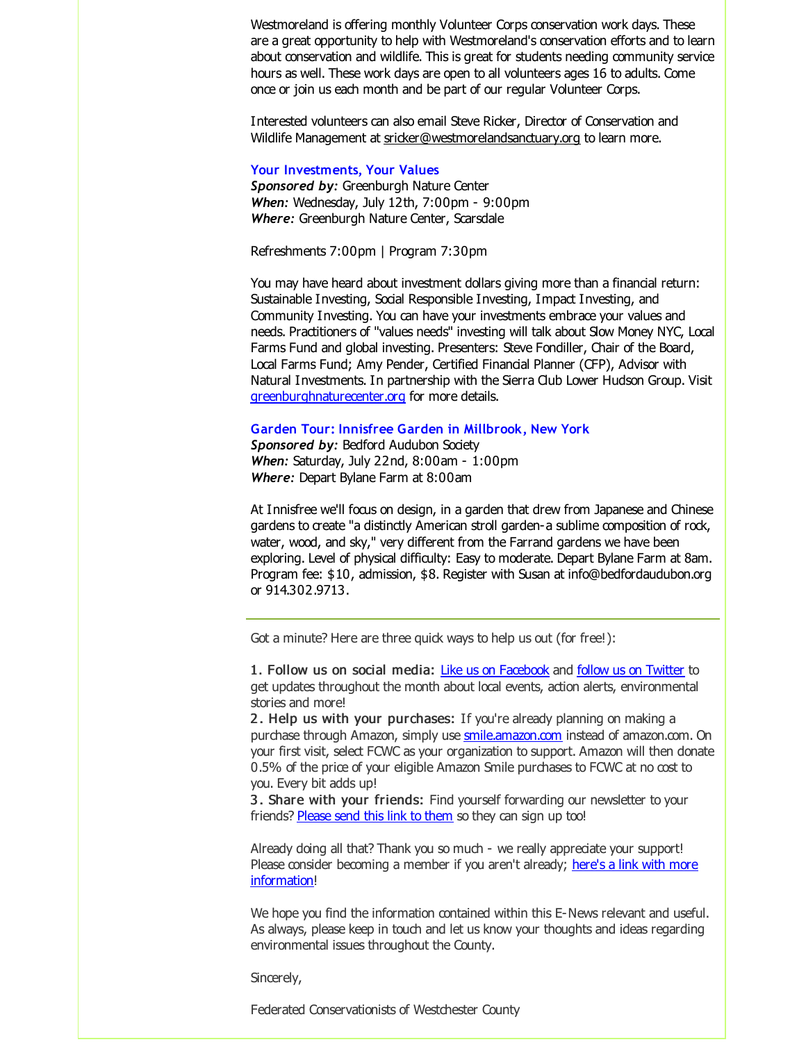Westmoreland is offering monthly Volunteer Corps conservation work days. These are a great opportunity to help with Westmoreland's conservation efforts and to learn about conservation and wildlife. This is great for students needing community service hours as well. These work days are open to all volunteers ages 16 to adults. Come once or join us each month and be part of our regular Volunteer Corps.

Interested volunteers can also email Steve Ricker, Director of Conservation and Wildlife Management at sricker@westmorelandsanctuary.org to learn more.

### Your Investments, Your Values

***Sponsored by:*** Greenburgh Nature Center
***When:*** Wednesday, July 12th, 7:00pm - 9:00pm
***Where:*** Greenburgh Nature Center, Scarsdale

Refreshments 7:00pm | Program 7:30pm

You may have heard about investment dollars giving more than a financial return: Sustainable Investing, Social Responsible Investing, Impact Investing, and Community Investing. You can have your investments embrace your values and needs. Practitioners of "values needs" investing will talk about Slow Money NYC, Local Farms Fund and global investing. Presenters: Steve Fondiller, Chair of the Board, Local Farms Fund; Amy Pender, Certified Financial Planner (CFP), Advisor with Natural Investments. In partnership with the Sierra Club Lower Hudson Group. Visit greenburghnaturecenter.org for more details.

### Garden Tour: Innisfree Garden in Millbrook, New York

***Sponsored by:*** Bedford Audubon Society
***When:*** Saturday, July 22nd, 8:00am - 1:00pm
***Where:*** Depart Bylane Farm at 8:00am

At Innisfree we'll focus on design, in a garden that drew from Japanese and Chinese gardens to create "a distinctly American stroll garden-a sublime composition of rock, water, wood, and sky," very different from the Farrand gardens we have been exploring. Level of physical difficulty: Easy to moderate. Depart Bylane Farm at 8am. Program fee: $10, admission, $8. Register with Susan at info@bedfordaudubon.org or 914.302.9713.

---

Got a minute? Here are three quick ways to help us out (for free!):

**1. Follow us on social media:** Like us on Facebook and follow us on Twitter to get updates throughout the month about local events, action alerts, environmental stories and more!
**2. Help us with your purchases:** If you're already planning on making a purchase through Amazon, simply use smile.amazon.com instead of amazon.com. On your first visit, select FCWC as your organization to support. Amazon will then donate 0.5% of the price of your eligible Amazon Smile purchases to FCWC at no cost to you. Every bit adds up!
**3. Share with your friends:** Find yourself forwarding our newsletter to your friends? Please send this link to them so they can sign up too!

Already doing all that? Thank you so much - we really appreciate your support! Please consider becoming a member if you aren't already; here's a link with more information!

We hope you find the information contained within this E-News relevant and useful. As always, please keep in touch and let us know your thoughts and ideas regarding environmental issues throughout the County.

Sincerely,

Federated Conservationists of Westchester County